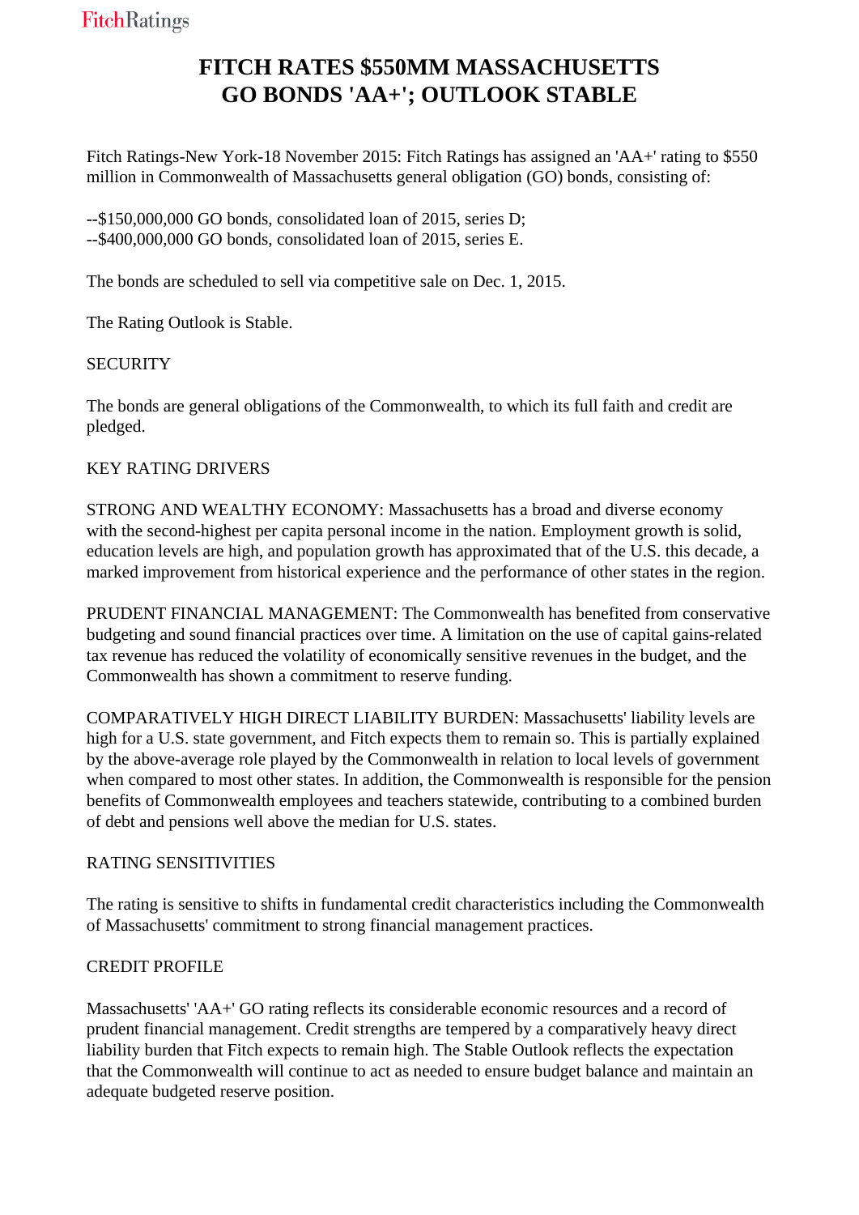# FITCH RATES $550MM MASSACHUSETTS GO BONDS 'AA+'; OUTLOOK STABLE

Fitch Ratings-New York-18 November 2015: Fitch Ratings has assigned an 'AA+' rating to $550 million in Commonwealth of Massachusetts general obligation (GO) bonds, consisting of:

--$150,000,000 GO bonds, consolidated loan of 2015, series D;
--$400,000,000 GO bonds, consolidated loan of 2015, series E.

The bonds are scheduled to sell via competitive sale on Dec. 1, 2015.

The Rating Outlook is Stable.

SECURITY

The bonds are general obligations of the Commonwealth, to which its full faith and credit are pledged.

KEY RATING DRIVERS

STRONG AND WEALTHY ECONOMY: Massachusetts has a broad and diverse economy with the second-highest per capita personal income in the nation. Employment growth is solid, education levels are high, and population growth has approximated that of the U.S. this decade, a marked improvement from historical experience and the performance of other states in the region.

PRUDENT FINANCIAL MANAGEMENT: The Commonwealth has benefited from conservative budgeting and sound financial practices over time. A limitation on the use of capital gains-related tax revenue has reduced the volatility of economically sensitive revenues in the budget, and the Commonwealth has shown a commitment to reserve funding.

COMPARATIVELY HIGH DIRECT LIABILITY BURDEN: Massachusetts' liability levels are high for a U.S. state government, and Fitch expects them to remain so. This is partially explained by the above-average role played by the Commonwealth in relation to local levels of government when compared to most other states. In addition, the Commonwealth is responsible for the pension benefits of Commonwealth employees and teachers statewide, contributing to a combined burden of debt and pensions well above the median for U.S. states.

RATING SENSITIVITIES

The rating is sensitive to shifts in fundamental credit characteristics including the Commonwealth of Massachusetts' commitment to strong financial management practices.

CREDIT PROFILE

Massachusetts' 'AA+' GO rating reflects its considerable economic resources and a record of prudent financial management. Credit strengths are tempered by a comparatively heavy direct liability burden that Fitch expects to remain high. The Stable Outlook reflects the expectation that the Commonwealth will continue to act as needed to ensure budget balance and maintain an adequate budgeted reserve position.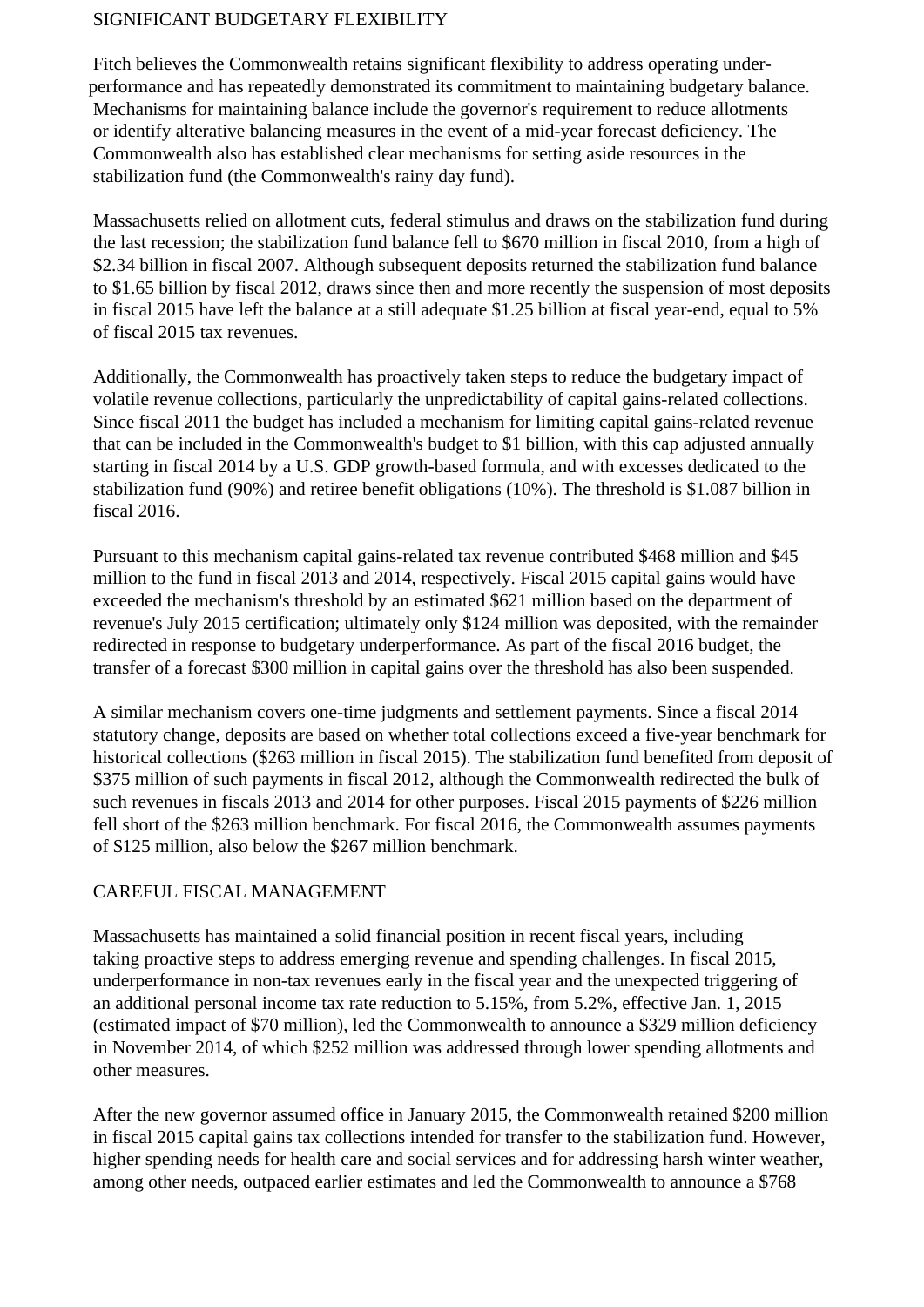## SIGNIFICANT BUDGETARY FLEXIBILITY

Fitch believes the Commonwealth retains significant flexibility to address operating under-performance and has repeatedly demonstrated its commitment to maintaining budgetary balance. Mechanisms for maintaining balance include the governor's requirement to reduce allotments or identify alterative balancing measures in the event of a mid-year forecast deficiency. The Commonwealth also has established clear mechanisms for setting aside resources in the stabilization fund (the Commonwealth's rainy day fund).

Massachusetts relied on allotment cuts, federal stimulus and draws on the stabilization fund during the last recession; the stabilization fund balance fell to $670 million in fiscal 2010, from a high of $2.34 billion in fiscal 2007. Although subsequent deposits returned the stabilization fund balance to $1.65 billion by fiscal 2012, draws since then and more recently the suspension of most deposits in fiscal 2015 have left the balance at a still adequate $1.25 billion at fiscal year-end, equal to 5% of fiscal 2015 tax revenues.

Additionally, the Commonwealth has proactively taken steps to reduce the budgetary impact of volatile revenue collections, particularly the unpredictability of capital gains-related collections. Since fiscal 2011 the budget has included a mechanism for limiting capital gains-related revenue that can be included in the Commonwealth's budget to $1 billion, with this cap adjusted annually starting in fiscal 2014 by a U.S. GDP growth-based formula, and with excesses dedicated to the stabilization fund (90%) and retiree benefit obligations (10%). The threshold is $1.087 billion in fiscal 2016.

Pursuant to this mechanism capital gains-related tax revenue contributed $468 million and $45 million to the fund in fiscal 2013 and 2014, respectively. Fiscal 2015 capital gains would have exceeded the mechanism's threshold by an estimated $621 million based on the department of revenue's July 2015 certification; ultimately only $124 million was deposited, with the remainder redirected in response to budgetary underperformance. As part of the fiscal 2016 budget, the transfer of a forecast $300 million in capital gains over the threshold has also been suspended.

A similar mechanism covers one-time judgments and settlement payments. Since a fiscal 2014 statutory change, deposits are based on whether total collections exceed a five-year benchmark for historical collections ($263 million in fiscal 2015). The stabilization fund benefited from deposit of $375 million of such payments in fiscal 2012, although the Commonwealth redirected the bulk of such revenues in fiscals 2013 and 2014 for other purposes. Fiscal 2015 payments of $226 million fell short of the $263 million benchmark. For fiscal 2016, the Commonwealth assumes payments of $125 million, also below the $267 million benchmark.

## CAREFUL FISCAL MANAGEMENT

Massachusetts has maintained a solid financial position in recent fiscal years, including taking proactive steps to address emerging revenue and spending challenges. In fiscal 2015, underperformance in non-tax revenues early in the fiscal year and the unexpected triggering of an additional personal income tax rate reduction to 5.15%, from 5.2%, effective Jan. 1, 2015 (estimated impact of $70 million), led the Commonwealth to announce a $329 million deficiency in November 2014, of which $252 million was addressed through lower spending allotments and other measures.

After the new governor assumed office in January 2015, the Commonwealth retained $200 million in fiscal 2015 capital gains tax collections intended for transfer to the stabilization fund. However, higher spending needs for health care and social services and for addressing harsh winter weather, among other needs, outpaced earlier estimates and led the Commonwealth to announce a $768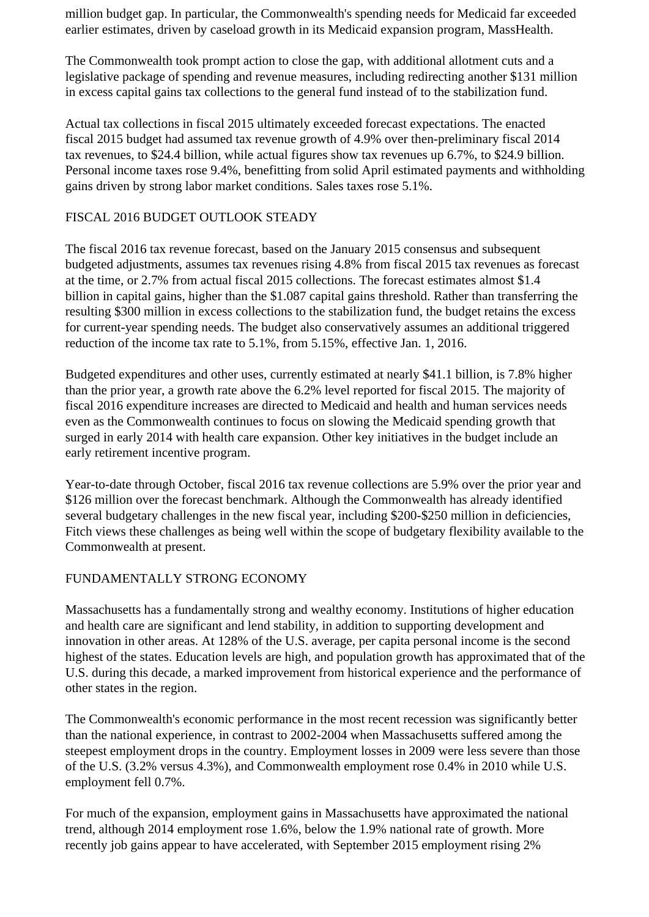million budget gap. In particular, the Commonwealth's spending needs for Medicaid far exceeded earlier estimates, driven by caseload growth in its Medicaid expansion program, MassHealth.

The Commonwealth took prompt action to close the gap, with additional allotment cuts and a legislative package of spending and revenue measures, including redirecting another $131 million in excess capital gains tax collections to the general fund instead of to the stabilization fund.

Actual tax collections in fiscal 2015 ultimately exceeded forecast expectations. The enacted fiscal 2015 budget had assumed tax revenue growth of 4.9% over then-preliminary fiscal 2014 tax revenues, to $24.4 billion, while actual figures show tax revenues up 6.7%, to $24.9 billion. Personal income taxes rose 9.4%, benefitting from solid April estimated payments and withholding gains driven by strong labor market conditions. Sales taxes rose 5.1%.

## FISCAL 2016 BUDGET OUTLOOK STEADY

The fiscal 2016 tax revenue forecast, based on the January 2015 consensus and subsequent budgeted adjustments, assumes tax revenues rising 4.8% from fiscal 2015 tax revenues as forecast at the time, or 2.7% from actual fiscal 2015 collections. The forecast estimates almost $1.4 billion in capital gains, higher than the $1.087 capital gains threshold. Rather than transferring the resulting $300 million in excess collections to the stabilization fund, the budget retains the excess for current-year spending needs. The budget also conservatively assumes an additional triggered reduction of the income tax rate to 5.1%, from 5.15%, effective Jan. 1, 2016.

Budgeted expenditures and other uses, currently estimated at nearly $41.1 billion, is 7.8% higher than the prior year, a growth rate above the 6.2% level reported for fiscal 2015. The majority of fiscal 2016 expenditure increases are directed to Medicaid and health and human services needs even as the Commonwealth continues to focus on slowing the Medicaid spending growth that surged in early 2014 with health care expansion. Other key initiatives in the budget include an early retirement incentive program.

Year-to-date through October, fiscal 2016 tax revenue collections are 5.9% over the prior year and $126 million over the forecast benchmark. Although the Commonwealth has already identified several budgetary challenges in the new fiscal year, including $200-$250 million in deficiencies, Fitch views these challenges as being well within the scope of budgetary flexibility available to the Commonwealth at present.

## FUNDAMENTALLY STRONG ECONOMY

Massachusetts has a fundamentally strong and wealthy economy. Institutions of higher education and health care are significant and lend stability, in addition to supporting development and innovation in other areas. At 128% of the U.S. average, per capita personal income is the second highest of the states. Education levels are high, and population growth has approximated that of the U.S. during this decade, a marked improvement from historical experience and the performance of other states in the region.

The Commonwealth's economic performance in the most recent recession was significantly better than the national experience, in contrast to 2002-2004 when Massachusetts suffered among the steepest employment drops in the country. Employment losses in 2009 were less severe than those of the U.S. (3.2% versus 4.3%), and Commonwealth employment rose 0.4% in 2010 while U.S. employment fell 0.7%.

For much of the expansion, employment gains in Massachusetts have approximated the national trend, although 2014 employment rose 1.6%, below the 1.9% national rate of growth. More recently job gains appear to have accelerated, with September 2015 employment rising 2%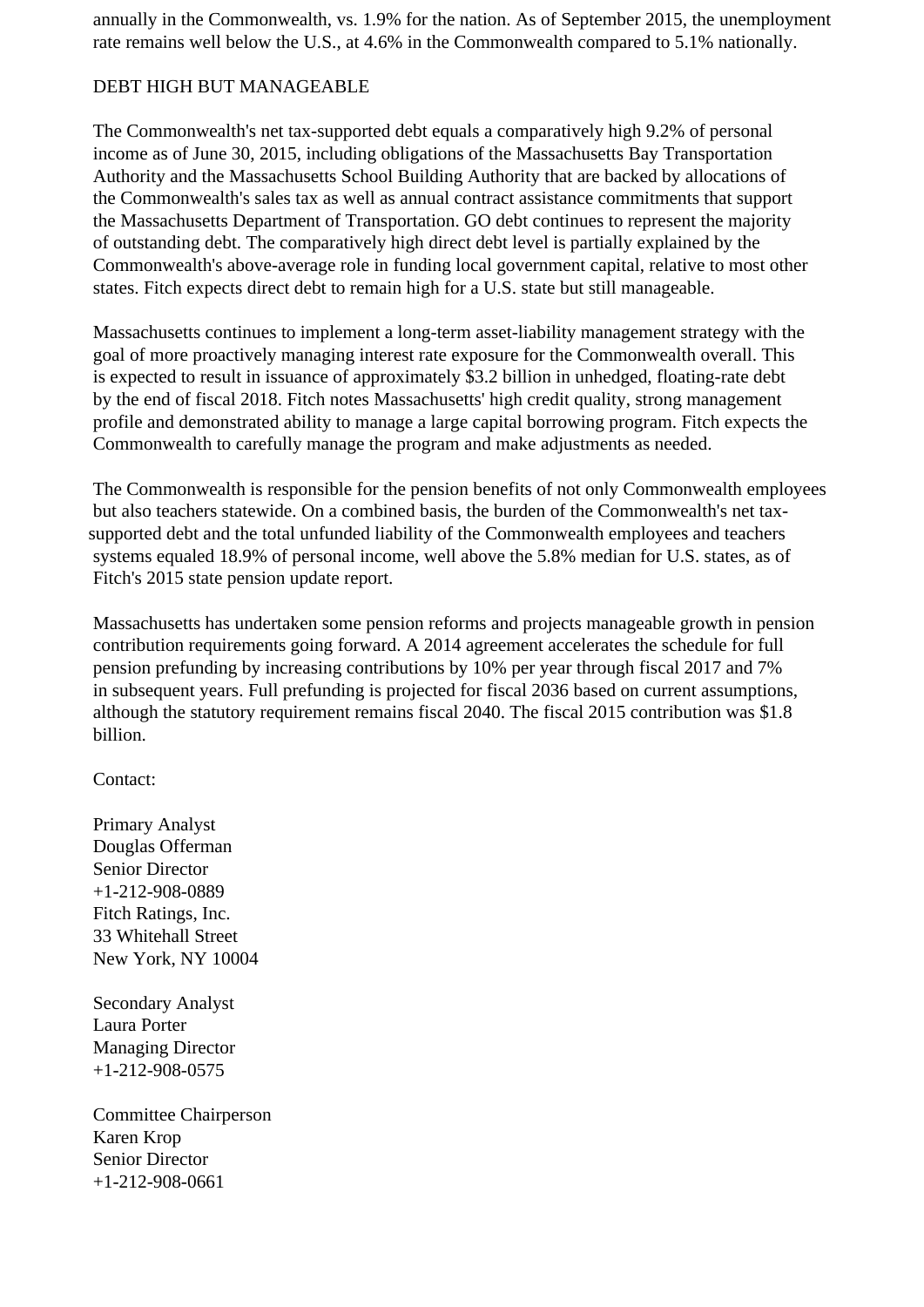annually in the Commonwealth, vs. 1.9% for the nation. As of September 2015, the unemployment rate remains well below the U.S., at 4.6% in the Commonwealth compared to 5.1% nationally.

## DEBT HIGH BUT MANAGEABLE

The Commonwealth's net tax-supported debt equals a comparatively high 9.2% of personal income as of June 30, 2015, including obligations of the Massachusetts Bay Transportation Authority and the Massachusetts School Building Authority that are backed by allocations of the Commonwealth's sales tax as well as annual contract assistance commitments that support the Massachusetts Department of Transportation. GO debt continues to represent the majority of outstanding debt. The comparatively high direct debt level is partially explained by the Commonwealth's above-average role in funding local government capital, relative to most other states. Fitch expects direct debt to remain high for a U.S. state but still manageable.

Massachusetts continues to implement a long-term asset-liability management strategy with the goal of more proactively managing interest rate exposure for the Commonwealth overall. This is expected to result in issuance of approximately $3.2 billion in unhedged, floating-rate debt by the end of fiscal 2018. Fitch notes Massachusetts' high credit quality, strong management profile and demonstrated ability to manage a large capital borrowing program. Fitch expects the Commonwealth to carefully manage the program and make adjustments as needed.

The Commonwealth is responsible for the pension benefits of not only Commonwealth employees but also teachers statewide. On a combined basis, the burden of the Commonwealth's net tax-supported debt and the total unfunded liability of the Commonwealth employees and teachers systems equaled 18.9% of personal income, well above the 5.8% median for U.S. states, as of Fitch's 2015 state pension update report.

Massachusetts has undertaken some pension reforms and projects manageable growth in pension contribution requirements going forward. A 2014 agreement accelerates the schedule for full pension prefunding by increasing contributions by 10% per year through fiscal 2017 and 7% in subsequent years. Full prefunding is projected for fiscal 2036 based on current assumptions, although the statutory requirement remains fiscal 2040. The fiscal 2015 contribution was $1.8 billion.

Contact:

Primary Analyst
Douglas Offerman
Senior Director
+1-212-908-0889
Fitch Ratings, Inc.
33 Whitehall Street
New York, NY 10004

Secondary Analyst
Laura Porter
Managing Director
+1-212-908-0575

Committee Chairperson
Karen Krop
Senior Director
+1-212-908-0661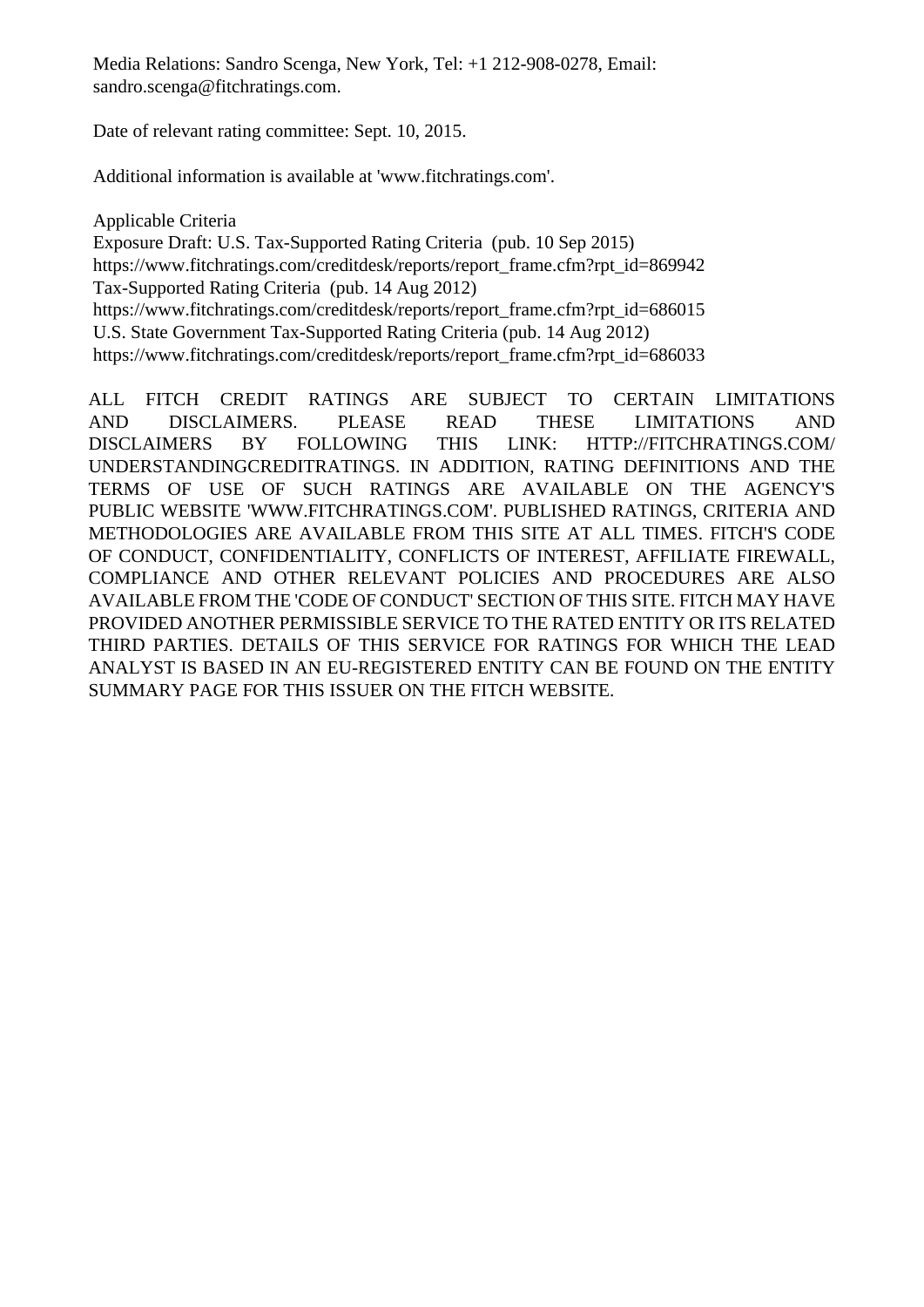Media Relations: Sandro Scenga, New York, Tel: +1 212-908-0278, Email: sandro.scenga@fitchratings.com.

Date of relevant rating committee: Sept. 10, 2015.

Additional information is available at 'www.fitchratings.com'.

Applicable Criteria
Exposure Draft: U.S. Tax-Supported Rating Criteria (pub. 10 Sep 2015)
https://www.fitchratings.com/creditdesk/reports/report_frame.cfm?rpt_id=869942
Tax-Supported Rating Criteria (pub. 14 Aug 2012)
https://www.fitchratings.com/creditdesk/reports/report_frame.cfm?rpt_id=686015
U.S. State Government Tax-Supported Rating Criteria (pub. 14 Aug 2012)
https://www.fitchratings.com/creditdesk/reports/report_frame.cfm?rpt_id=686033

ALL FITCH CREDIT RATINGS ARE SUBJECT TO CERTAIN LIMITATIONS AND DISCLAIMERS. PLEASE READ THESE LIMITATIONS AND DISCLAIMERS BY FOLLOWING THIS LINK: HTTP://FITCHRATINGS.COM/UNDERSTANDINGCREDITRATINGS. IN ADDITION, RATING DEFINITIONS AND THE TERMS OF USE OF SUCH RATINGS ARE AVAILABLE ON THE AGENCY'S PUBLIC WEBSITE 'WWW.FITCHRATINGS.COM'. PUBLISHED RATINGS, CRITERIA AND METHODOLOGIES ARE AVAILABLE FROM THIS SITE AT ALL TIMES. FITCH'S CODE OF CONDUCT, CONFIDENTIALITY, CONFLICTS OF INTEREST, AFFILIATE FIREWALL, COMPLIANCE AND OTHER RELEVANT POLICIES AND PROCEDURES ARE ALSO AVAILABLE FROM THE 'CODE OF CONDUCT' SECTION OF THIS SITE. FITCH MAY HAVE PROVIDED ANOTHER PERMISSIBLE SERVICE TO THE RATED ENTITY OR ITS RELATED THIRD PARTIES. DETAILS OF THIS SERVICE FOR RATINGS FOR WHICH THE LEAD ANALYST IS BASED IN AN EU-REGISTERED ENTITY CAN BE FOUND ON THE ENTITY SUMMARY PAGE FOR THIS ISSUER ON THE FITCH WEBSITE.